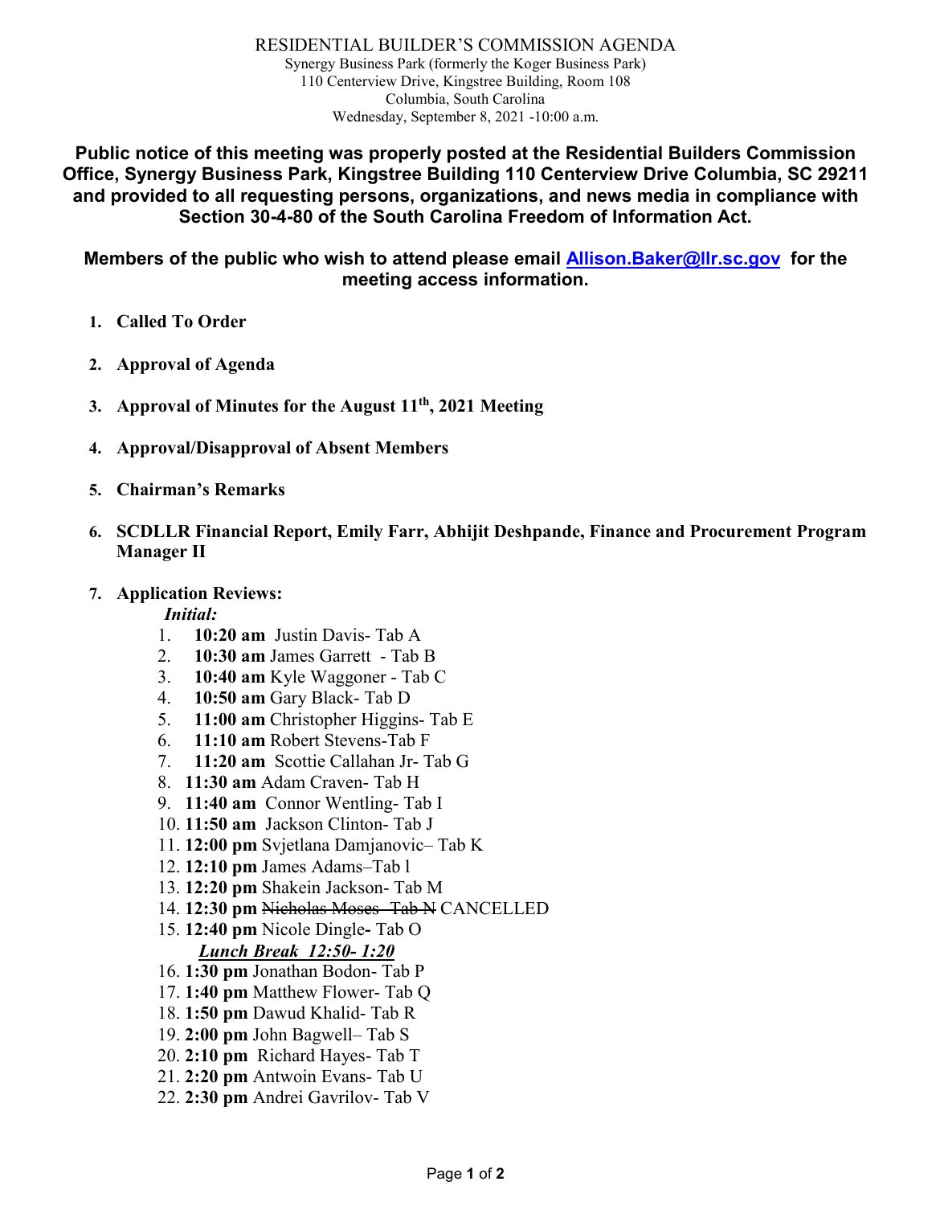RESIDENTIAL BUILDER'S COMMISSION AGENDA
Synergy Business Park (formerly the Koger Business Park)
110 Centerview Drive, Kingstree Building, Room 108
Columbia, South Carolina
Wednesday, September 8, 2021 -10:00 a.m.

**Public notice of this meeting was properly posted at the Residential Builders Commission Office, Synergy Business Park, Kingstree Building 110 Centerview Drive Columbia, SC 29211 and provided to all requesting persons, organizations, and news media in compliance with Section 30-4-80 of the South Carolina Freedom of Information Act.**

**Members of the public who wish to attend please email [Allison.Baker@llr.sc.gov](mailto:Allison.Baker@llr.sc.gov) for the meeting access information.**

1. **Called To Order**
2. **Approval of Agenda**
3. **Approval of Minutes for the August 11th, 2021 Meeting**
4. **Approval/Disapproval of Absent Members**
5. **Chairman's Remarks**
6. **SCDLLR Financial Report, Emily Farr, Abhijit Deshpande, Finance and Procurement Program Manager II**
7. **Application Reviews:**

   ***Initial:***
   1. **10:20 am** Justin Davis- Tab A
   2. **10:30 am** James Garrett - Tab B
   3. **10:40 am** Kyle Waggoner - Tab C
   4. **10:50 am** Gary Black- Tab D
   5. **11:00 am** Christopher Higgins- Tab E
   6. **11:10 am** Robert Stevens-Tab F
   7. **11:20 am** Scottie Callahan Jr- Tab G
   8. **11:30 am** Adam Craven- Tab H
   9. **11:40 am** Connor Wentling- Tab I
   10. **11:50 am** Jackson Clinton- Tab J
   11. **12:00 pm** Svjetlana Damjanovic– Tab K
   12. **12:10 pm** James Adams–Tab l
   13. **12:20 pm** Shakein Jackson- Tab M
   14. **12:30 pm** ~~Nicholas Moses- Tab N~~ CANCELLED
   15. **12:40 pm** Nicole Dingle**-** Tab O

   ***Lunch Break 12:50- 1:20***

   16. **1:30 pm** Jonathan Bodon- Tab P
   17. **1:40 pm** Matthew Flower- Tab Q
   18. **1:50 pm** Dawud Khalid- Tab R
   19. **2:00 pm** John Bagwell– Tab S
   20. **2:10 pm** Richard Hayes- Tab T
   21. **2:20 pm** Antwoin Evans- Tab U
   22. **2:30 pm** Andrei Gavrilov- Tab V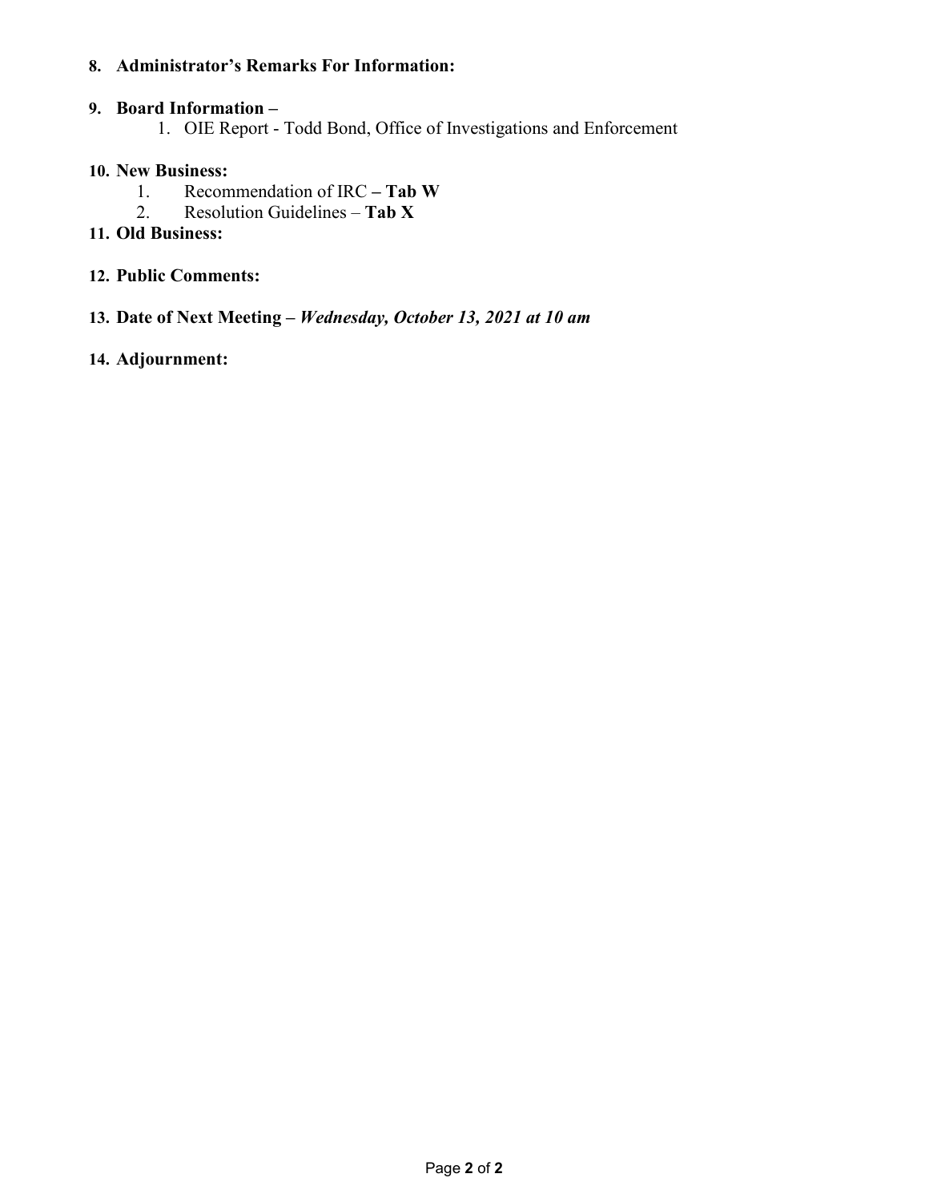**8. Administrator's Remarks For Information:**

**9. Board Information –**

1. OIE Report - Todd Bond, Office of Investigations and Enforcement

**10. New Business:**

1. Recommendation of IRC **– Tab W**
2. Resolution Guidelines – **Tab X**

**11. Old Business:**

**12. Public Comments:**

**13. Date of Next Meeting –** ***Wednesday, October 13, 2021 at 10 am***

**14. Adjournment:**